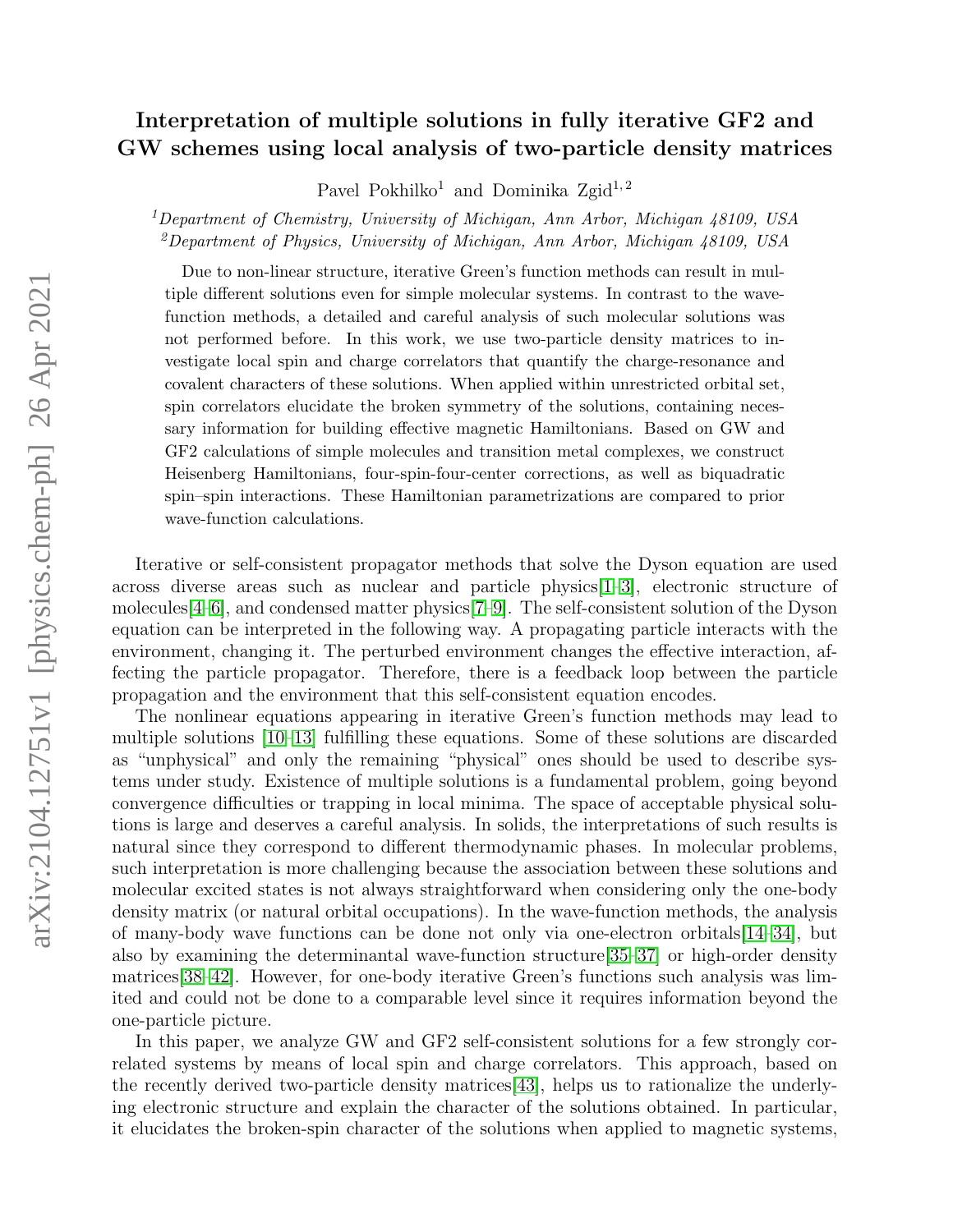# Interpretation of multiple solutions in fully iterative GF2 and GW schemes using local analysis of two-particle density matrices

Pavel Pokhilko[1] and Dominika Zgid[1,2]

[1]*Department of Chemistry, University of Michigan, Ann Arbor, Michigan 48109, USA*

[2]*Department of Physics, University of Michigan, Ann Arbor, Michigan 48109, USA*

Due to non-linear structure, iterative Green's function methods can result in multiple different solutions even for simple molecular systems. In contrast to the wave-function methods, a detailed and careful analysis of such molecular solutions was not performed before. In this work, we use two-particle density matrices to investigate local spin and charge correlators that quantify the charge-resonance and covalent characters of these solutions. When applied within unrestricted orbital set, spin correlators elucidate the broken symmetry of the solutions, containing necessary information for building effective magnetic Hamiltonians. Based on GW and GF2 calculations of simple molecules and transition metal complexes, we construct Heisenberg Hamiltonians, four-spin-four-center corrections, as well as biquadratic spin–spin interactions. These Hamiltonian parametrizations are compared to prior wave-function calculations.

Iterative or self-consistent propagator methods that solve the Dyson equation are used across diverse areas such as nuclear and particle physics[1–3], electronic structure of molecules[4–6], and condensed matter physics[7–9]. The self-consistent solution of the Dyson equation can be interpreted in the following way. A propagating particle interacts with the environment, changing it. The perturbed environment changes the effective interaction, affecting the particle propagator. Therefore, there is a feedback loop between the particle propagation and the environment that this self-consistent equation encodes.

The nonlinear equations appearing in iterative Green's function methods may lead to multiple solutions [10–13] fulfilling these equations. Some of these solutions are discarded as "unphysical" and only the remaining "physical" ones should be used to describe systems under study. Existence of multiple solutions is a fundamental problem, going beyond convergence difficulties or trapping in local minima. The space of acceptable physical solutions is large and deserves a careful analysis. In solids, the interpretations of such results is natural since they correspond to different thermodynamic phases. In molecular problems, such interpretation is more challenging because the association between these solutions and molecular excited states is not always straightforward when considering only the one-body density matrix (or natural orbital occupations). In the wave-function methods, the analysis of many-body wave functions can be done not only via one-electron orbitals[14–34], but also by examining the determinantal wave-function structure[35–37] or high-order density matrices[38–42]. However, for one-body iterative Green's functions such analysis was limited and could not be done to a comparable level since it requires information beyond the one-particle picture.

In this paper, we analyze GW and GF2 self-consistent solutions for a few strongly correlated systems by means of local spin and charge correlators. This approach, based on the recently derived two-particle density matrices[43], helps us to rationalize the underlying electronic structure and explain the character of the solutions obtained. In particular, it elucidates the broken-spin character of the solutions when applied to magnetic systems,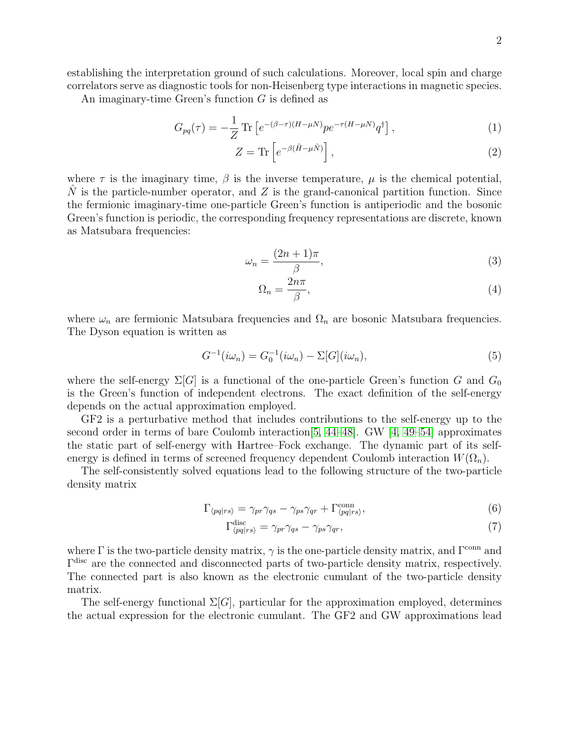establishing the interpretation ground of such calculations. Moreover, local spin and charge correlators serve as diagnostic tools for non-Heisenberg type interactions in magnetic species.

An imaginary-time Green's function $G$ is defined as

$$G_{pq}(\tau) = -\frac{1}{Z}\,\mathrm{Tr}\left[e^{-(\beta-\tau)(H-\mu N)} p e^{-\tau(H-\mu N)} q^{\dagger}\right], \tag{1}$$

$$Z = \mathrm{Tr}\left[e^{-\beta(\hat{H}-\mu\hat{N})}\right], \tag{2}$$

where $\tau$ is the imaginary time, $\beta$ is the inverse temperature, $\mu$ is the chemical potential, $\hat{N}$ is the particle-number operator, and $Z$ is the grand-canonical partition function. Since the fermionic imaginary-time one-particle Green's function is antiperiodic and the bosonic Green's function is periodic, the corresponding frequency representations are discrete, known as Matsubara frequencies:

$$\omega_n = \frac{(2n+1)\pi}{\beta}, \tag{3}$$

$$\Omega_n = \frac{2n\pi}{\beta}, \tag{4}$$

where $\omega_n$ are fermionic Matsubara frequencies and $\Omega_n$ are bosonic Matsubara frequencies. The Dyson equation is written as

$$G^{-1}(i\omega_n) = G_0^{-1}(i\omega_n) - \Sigma[G](i\omega_n), \tag{5}$$

where the self-energy $\Sigma[G]$ is a functional of the one-particle Green's function $G$ and $G_0$ is the Green's function of independent electrons. The exact definition of the self-energy depends on the actual approximation employed.

GF2 is a perturbative method that includes contributions to the self-energy up to the second order in terms of bare Coulomb interaction[5, 44–48]. GW [4, 49–54] approximates the static part of self-energy with Hartree–Fock exchange. The dynamic part of its self-energy is defined in terms of screened frequency dependent Coulomb interaction $W(\Omega_n)$.

The self-consistently solved equations lead to the following structure of the two-particle density matrix

$$\Gamma_{\langle pq|rs\rangle} = \gamma_{pr}\gamma_{qs} - \gamma_{ps}\gamma_{qr} + \Gamma^{\mathrm{conn}}_{\langle pq|rs\rangle}, \tag{6}$$

$$\Gamma^{\mathrm{disc}}_{\langle pq|rs\rangle} = \gamma_{pr}\gamma_{qs} - \gamma_{ps}\gamma_{qr}, \tag{7}$$

where $\Gamma$ is the two-particle density matrix, $\gamma$ is the one-particle density matrix, and $\Gamma^{\mathrm{conn}}$ and $\Gamma^{\mathrm{disc}}$ are the connected and disconnected parts of two-particle density matrix, respectively. The connected part is also known as the electronic cumulant of the two-particle density matrix.

The self-energy functional $\Sigma[G]$, particular for the approximation employed, determines the actual expression for the electronic cumulant. The GF2 and GW approximations lead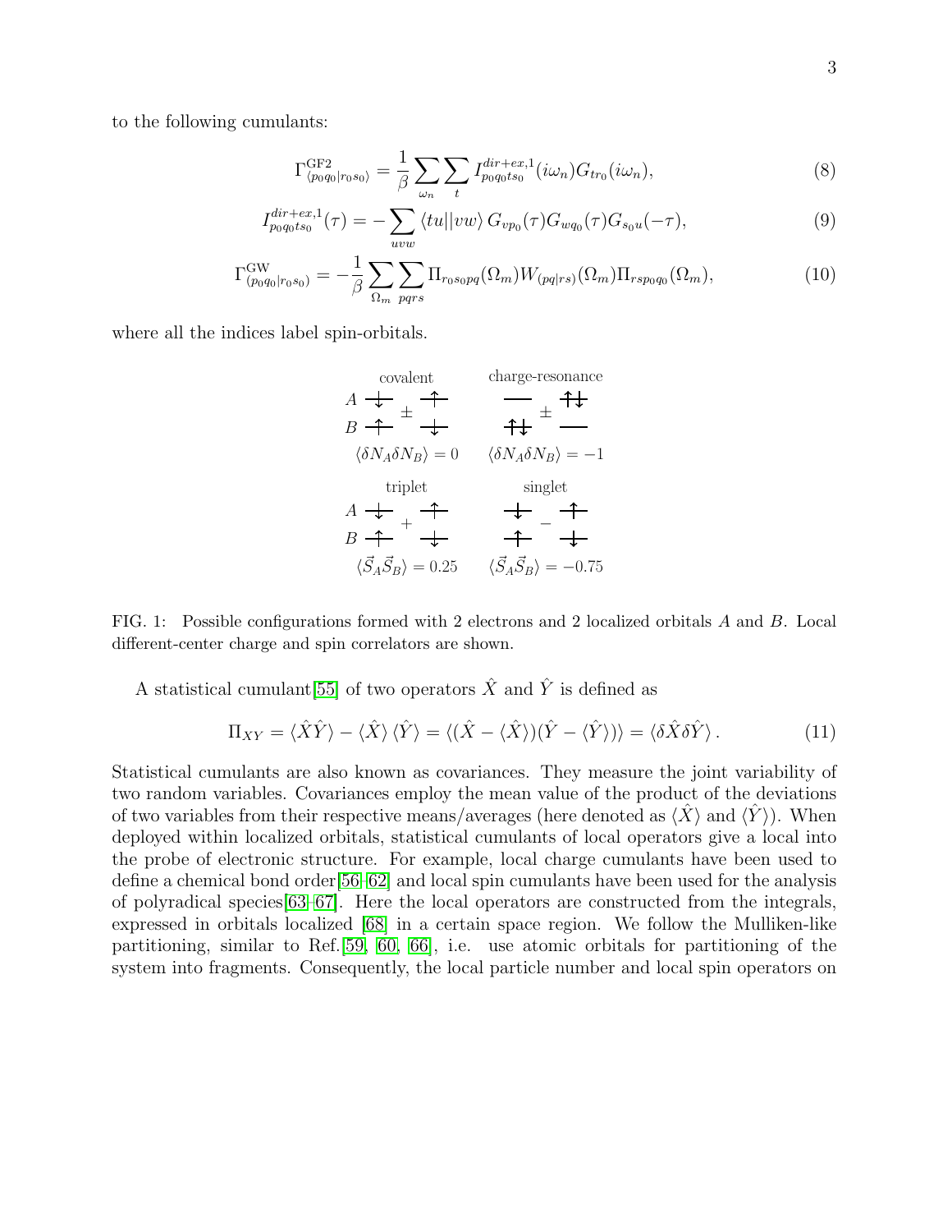to the following cumulants:

$$\Gamma^{\text{GF2}}_{\langle p_0q_0|r_0s_0\rangle} = \frac{1}{\beta}\sum_{\omega_n}\sum_{t} I^{dir+ex,1}_{p_0q_0ts_0}(i\omega_n)G_{tr_0}(i\omega_n), \tag{8}$$

$$I^{dir+ex,1}_{p_0q_0ts_0}(\tau) = -\sum_{uvw}\langle tu||vw\rangle\, G_{vp_0}(\tau)G_{wq_0}(\tau)G_{s_0u}(-\tau), \tag{9}$$

$$\Gamma^{\text{GW}}_{(p_0q_0|r_0s_0)} = -\frac{1}{\beta}\sum_{\Omega_m}\sum_{pqrs}\Pi_{r_0s_0pq}(\Omega_m)W_{(pq|rs)}(\Omega_m)\Pi_{rsp_0q_0}(\Omega_m), \tag{10}$$

where all the indices label spin-orbitals.

FIG. 1: Possible configurations formed with 2 electrons and 2 localized orbitals $A$ and $B$. Local different-center charge and spin correlators are shown.

A statistical cumulant[55] of two operators $\hat{X}$ and $\hat{Y}$ is defined as

$$\Pi_{XY} = \langle\hat{X}\hat{Y}\rangle - \langle\hat{X}\rangle\langle\hat{Y}\rangle = \langle(\hat{X}-\langle\hat{X}\rangle)(\hat{Y}-\langle\hat{Y}\rangle)\rangle = \langle\delta\hat{X}\delta\hat{Y}\rangle. \tag{11}$$

Statistical cumulants are also known as covariances. They measure the joint variability of two random variables. Covariances employ the mean value of the product of the deviations of two variables from their respective means/averages (here denoted as $\langle\hat{X}\rangle$ and $\langle\hat{Y}\rangle$). When deployed within localized orbitals, statistical cumulants of local operators give a local into the probe of electronic structure. For example, local charge cumulants have been used to define a chemical bond order[56–62] and local spin cumulants have been used for the analysis of polyradical species[63–67]. Here the local operators are constructed from the integrals, expressed in orbitals localized [68] in a certain space region. We follow the Mulliken-like partitioning, similar to Ref.[59, 60, 66], i.e. use atomic orbitals for partitioning of the system into fragments. Consequently, the local particle number and local spin operators on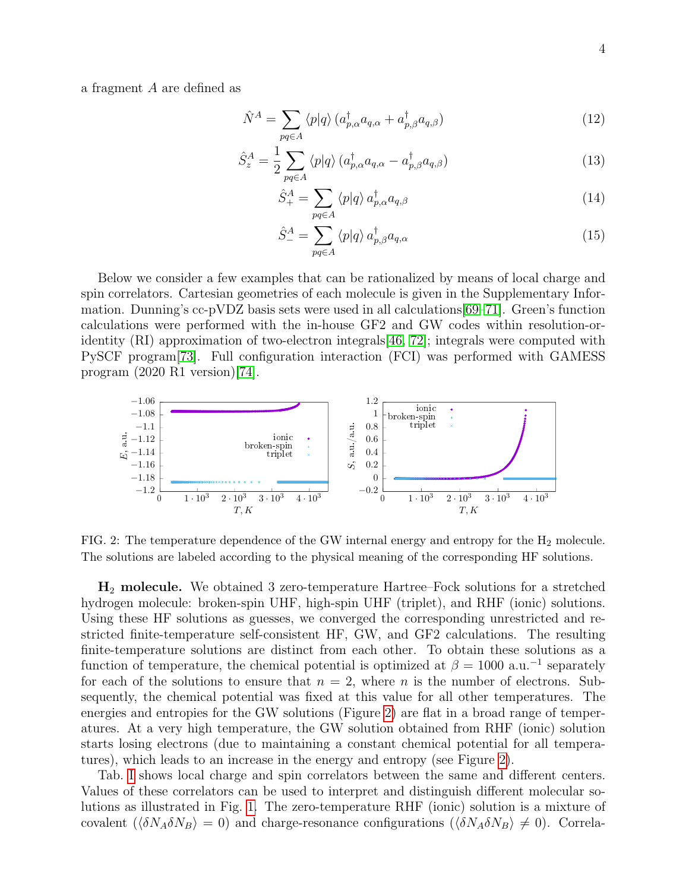a fragment $A$ are defined as

$$\hat{N}^A = \sum_{pq \in A} \langle p|q \rangle \, (a^\dagger_{p,\alpha} a_{q,\alpha} + a^\dagger_{p,\beta} a_{q,\beta}) \tag{12}$$

$$\hat{S}^A_z = \frac{1}{2} \sum_{pq \in A} \langle p|q \rangle \, (a^\dagger_{p,\alpha} a_{q,\alpha} - a^\dagger_{p,\beta} a_{q,\beta}) \tag{13}$$

$$\hat{S}^A_+ = \sum_{pq \in A} \langle p|q \rangle \, a^\dagger_{p,\alpha} a_{q,\beta} \tag{14}$$

$$\hat{S}^A_- = \sum_{pq \in A} \langle p|q \rangle \, a^\dagger_{p,\beta} a_{q,\alpha} \tag{15}$$

Below we consider a few examples that can be rationalized by means of local charge and spin correlators. Cartesian geometries of each molecule is given in the Supplementary Information. Dunning's cc-pVDZ basis sets were used in all calculations[69–71]. Green's function calculations were performed with the in-house GF2 and GW codes within resolution-of-identity (RI) approximation of two-electron integrals[46, 72]; integrals were computed with PySCF program[73]. Full configuration interaction (FCI) was performed with GAMESS program (2020 R1 version)[74].

FIG. 2: The temperature dependence of the GW internal energy and entropy for the $H_2$ molecule. The solutions are labeled according to the physical meaning of the corresponding HF solutions.

**$H_2$ molecule.** We obtained 3 zero-temperature Hartree–Fock solutions for a stretched hydrogen molecule: broken-spin UHF, high-spin UHF (triplet), and RHF (ionic) solutions. Using these HF solutions as guesses, we converged the corresponding unrestricted and restricted finite-temperature self-consistent HF, GW, and GF2 calculations. The resulting finite-temperature solutions are distinct from each other. To obtain these solutions as a function of temperature, the chemical potential is optimized at $\beta = 1000$ a.u.$^{-1}$ separately for each of the solutions to ensure that $n = 2$, where $n$ is the number of electrons. Subsequently, the chemical potential was fixed at this value for all other temperatures. The energies and entropies for the GW solutions (Figure 2) are flat in a broad range of temperatures. At a very high temperature, the GW solution obtained from RHF (ionic) solution starts losing electrons (due to maintaining a constant chemical potential for all temperatures), which leads to an increase in the energy and entropy (see Figure 2).

Tab. I shows local charge and spin correlators between the same and different centers. Values of these correlators can be used to interpret and distinguish different molecular solutions as illustrated in Fig. 1. The zero-temperature RHF (ionic) solution is a mixture of covalent ($\langle \delta N_A \delta N_B \rangle = 0$) and charge-resonance configurations ($\langle \delta N_A \delta N_B \rangle \neq 0$). Correla-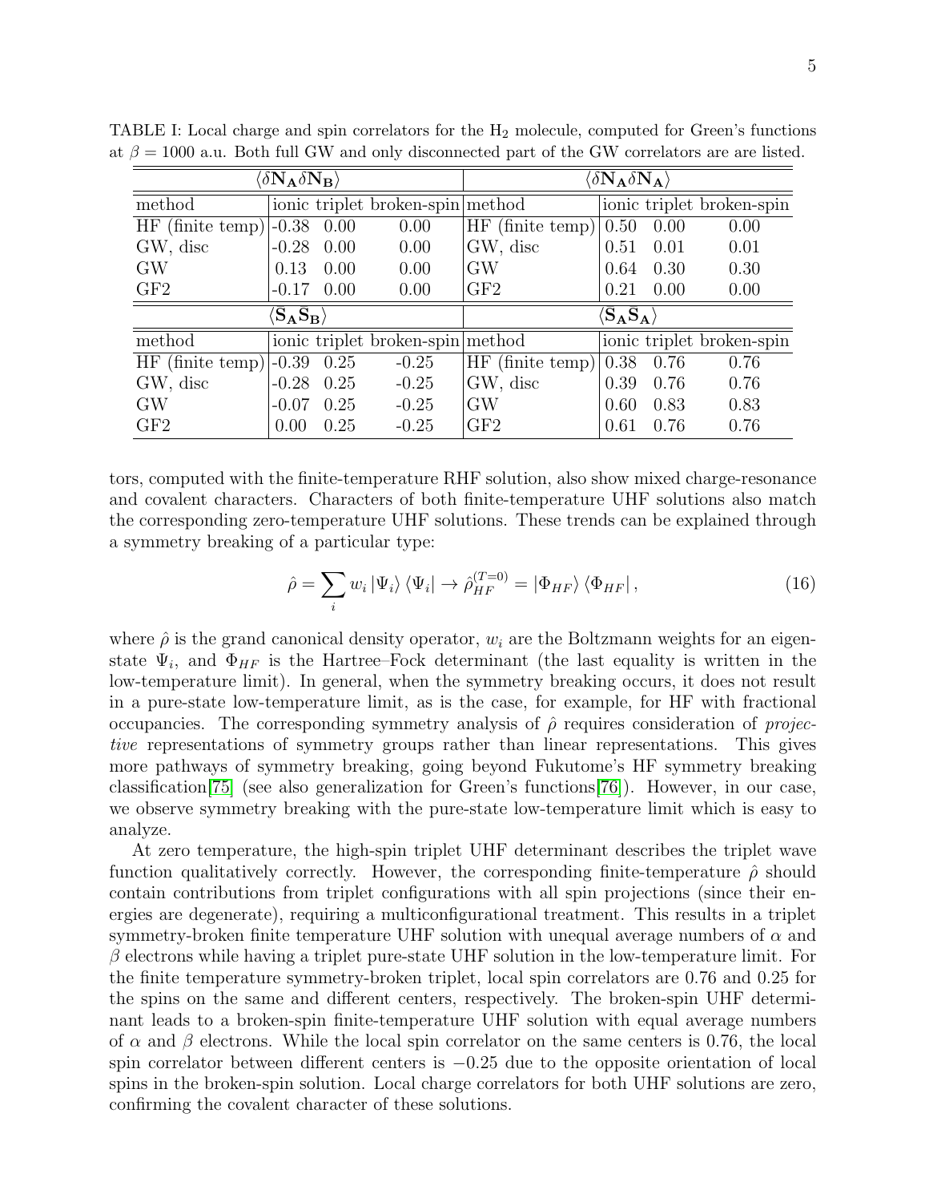TABLE I: Local charge and spin correlators for the $H_2$ molecule, computed for Green's functions at $\beta = 1000$ a.u. Both full GW and only disconnected part of the GW correlators are are listed.

| $\langle \delta \mathbf{N_A} \delta \mathbf{N_B} \rangle$ | | | | $\langle \delta \mathbf{N_A} \delta \mathbf{N_A} \rangle$ | | | |
|---|---|---|---|---|---|---|---|
| method | ionic | triplet | broken-spin | method | ionic | triplet | broken-spin |
| HF (finite temp) | -0.38 | 0.00 | 0.00 | HF (finite temp) | 0.50 | 0.00 | 0.00 |
| GW, disc | -0.28 | 0.00 | 0.00 | GW, disc | 0.51 | 0.01 | 0.01 |
| GW | 0.13 | 0.00 | 0.00 | GW | 0.64 | 0.30 | 0.30 |
| GF2 | -0.17 | 0.00 | 0.00 | GF2 | 0.21 | 0.00 | 0.00 |
| $\langle \mathbf{S_A} \mathbf{S_B} \rangle$ | | | | $\langle \mathbf{S_A} \mathbf{S_A} \rangle$ | | | |
| method | ionic | triplet | broken-spin | method | ionic | triplet | broken-spin |
| HF (finite temp) | -0.39 | 0.25 | -0.25 | HF (finite temp) | 0.38 | 0.76 | 0.76 |
| GW, disc | -0.28 | 0.25 | -0.25 | GW, disc | 0.39 | 0.76 | 0.76 |
| GW | -0.07 | 0.25 | -0.25 | GW | 0.60 | 0.83 | 0.83 |
| GF2 | 0.00 | 0.25 | -0.25 | GF2 | 0.61 | 0.76 | 0.76 |

tors, computed with the finite-temperature RHF solution, also show mixed charge-resonance and covalent characters. Characters of both finite-temperature UHF solutions also match the corresponding zero-temperature UHF solutions. These trends can be explained through a symmetry breaking of a particular type:

$$\hat{\rho} = \sum_i w_i \left|\Psi_i\right\rangle \left\langle \Psi_i\right| \to \hat{\rho}_{HF}^{(T=0)} = \left|\Phi_{HF}\right\rangle \left\langle \Phi_{HF}\right|, \tag{16}$$

where $\hat{\rho}$ is the grand canonical density operator, $w_i$ are the Boltzmann weights for an eigenstate $\Psi_i$, and $\Phi_{HF}$ is the Hartree–Fock determinant (the last equality is written in the low-temperature limit). In general, when the symmetry breaking occurs, it does not result in a pure-state low-temperature limit, as is the case, for example, for HF with fractional occupancies. The corresponding symmetry analysis of $\hat{\rho}$ requires consideration of *projective* representations of symmetry groups rather than linear representations. This gives more pathways of symmetry breaking, going beyond Fukutome's HF symmetry breaking classification[75] (see also generalization for Green's functions[76]). However, in our case, we observe symmetry breaking with the pure-state low-temperature limit which is easy to analyze.

At zero temperature, the high-spin triplet UHF determinant describes the triplet wave function qualitatively correctly. However, the corresponding finite-temperature $\hat{\rho}$ should contain contributions from triplet configurations with all spin projections (since their energies are degenerate), requiring a multiconfigurational treatment. This results in a triplet symmetry-broken finite temperature UHF solution with unequal average numbers of $\alpha$ and $\beta$ electrons while having a triplet pure-state UHF solution in the low-temperature limit. For the finite temperature symmetry-broken triplet, local spin correlators are 0.76 and 0.25 for the spins on the same and different centers, respectively. The broken-spin UHF determinant leads to a broken-spin finite-temperature UHF solution with equal average numbers of $\alpha$ and $\beta$ electrons. While the local spin correlator on the same centers is 0.76, the local spin correlator between different centers is $-0.25$ due to the opposite orientation of local spins in the broken-spin solution. Local charge correlators for both UHF solutions are zero, confirming the covalent character of these solutions.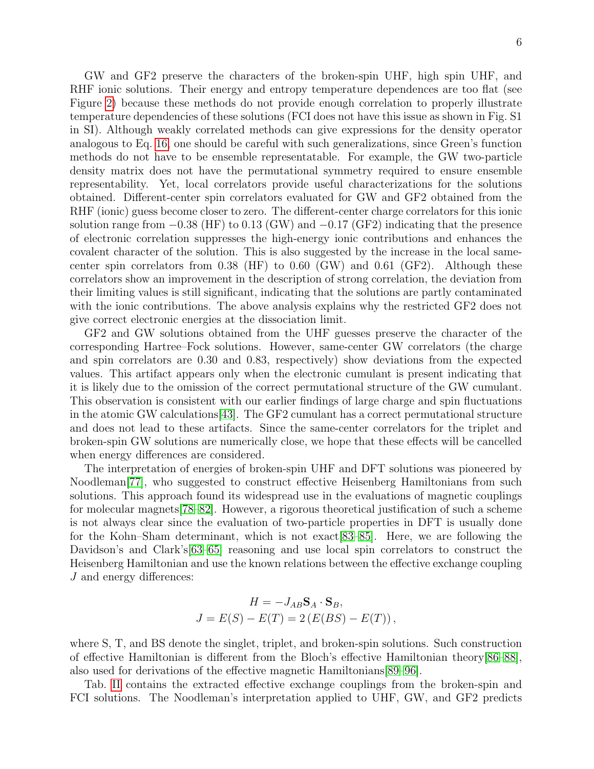GW and GF2 preserve the characters of the broken-spin UHF, high spin UHF, and RHF ionic solutions. Their energy and entropy temperature dependences are too flat (see Figure 2) because these methods do not provide enough correlation to properly illustrate temperature dependencies of these solutions (FCI does not have this issue as shown in Fig. S1 in SI). Although weakly correlated methods can give expressions for the density operator analogous to Eq. 16, one should be careful with such generalizations, since Green's function methods do not have to be ensemble representatable. For example, the GW two-particle density matrix does not have the permutational symmetry required to ensure ensemble representability. Yet, local correlators provide useful characterizations for the solutions obtained. Different-center spin correlators evaluated for GW and GF2 obtained from the RHF (ionic) guess become closer to zero. The different-center charge correlators for this ionic solution range from −0.38 (HF) to 0.13 (GW) and −0.17 (GF2) indicating that the presence of electronic correlation suppresses the high-energy ionic contributions and enhances the covalent character of the solution. This is also suggested by the increase in the local same-center spin correlators from 0.38 (HF) to 0.60 (GW) and 0.61 (GF2). Although these correlators show an improvement in the description of strong correlation, the deviation from their limiting values is still significant, indicating that the solutions are partly contaminated with the ionic contributions. The above analysis explains why the restricted GF2 does not give correct electronic energies at the dissociation limit.

GF2 and GW solutions obtained from the UHF guesses preserve the character of the corresponding Hartree–Fock solutions. However, same-center GW correlators (the charge and spin correlators are 0.30 and 0.83, respectively) show deviations from the expected values. This artifact appears only when the electronic cumulant is present indicating that it is likely due to the omission of the correct permutational structure of the GW cumulant. This observation is consistent with our earlier findings of large charge and spin fluctuations in the atomic GW calculations[43]. The GF2 cumulant has a correct permutational structure and does not lead to these artifacts. Since the same-center correlators for the triplet and broken-spin GW solutions are numerically close, we hope that these effects will be cancelled when energy differences are considered.

The interpretation of energies of broken-spin UHF and DFT solutions was pioneered by Noodleman[77], who suggested to construct effective Heisenberg Hamiltonians from such solutions. This approach found its widespread use in the evaluations of magnetic couplings for molecular magnets[78–82]. However, a rigorous theoretical justification of such a scheme is not always clear since the evaluation of two-particle properties in DFT is usually done for the Kohn–Sham determinant, which is not exact[83–85]. Here, we are following the Davidson's and Clark's[63–65] reasoning and use local spin correlators to construct the Heisenberg Hamiltonian and use the known relations between the effective exchange coupling $J$ and energy differences:

$$
\begin{aligned}
H &= -J_{AB}\mathbf{S}_A \cdot \mathbf{S}_B, \\
J &= E(S) - E(T) = 2\left(E(BS) - E(T)\right),
\end{aligned}
$$

where S, T, and BS denote the singlet, triplet, and broken-spin solutions. Such construction of effective Hamiltonian is different from the Bloch's effective Hamiltonian theory[86–88], also used for derivations of the effective magnetic Hamiltonians[89–96].

Tab. II contains the extracted effective exchange couplings from the broken-spin and FCI solutions. The Noodleman's interpretation applied to UHF, GW, and GF2 predicts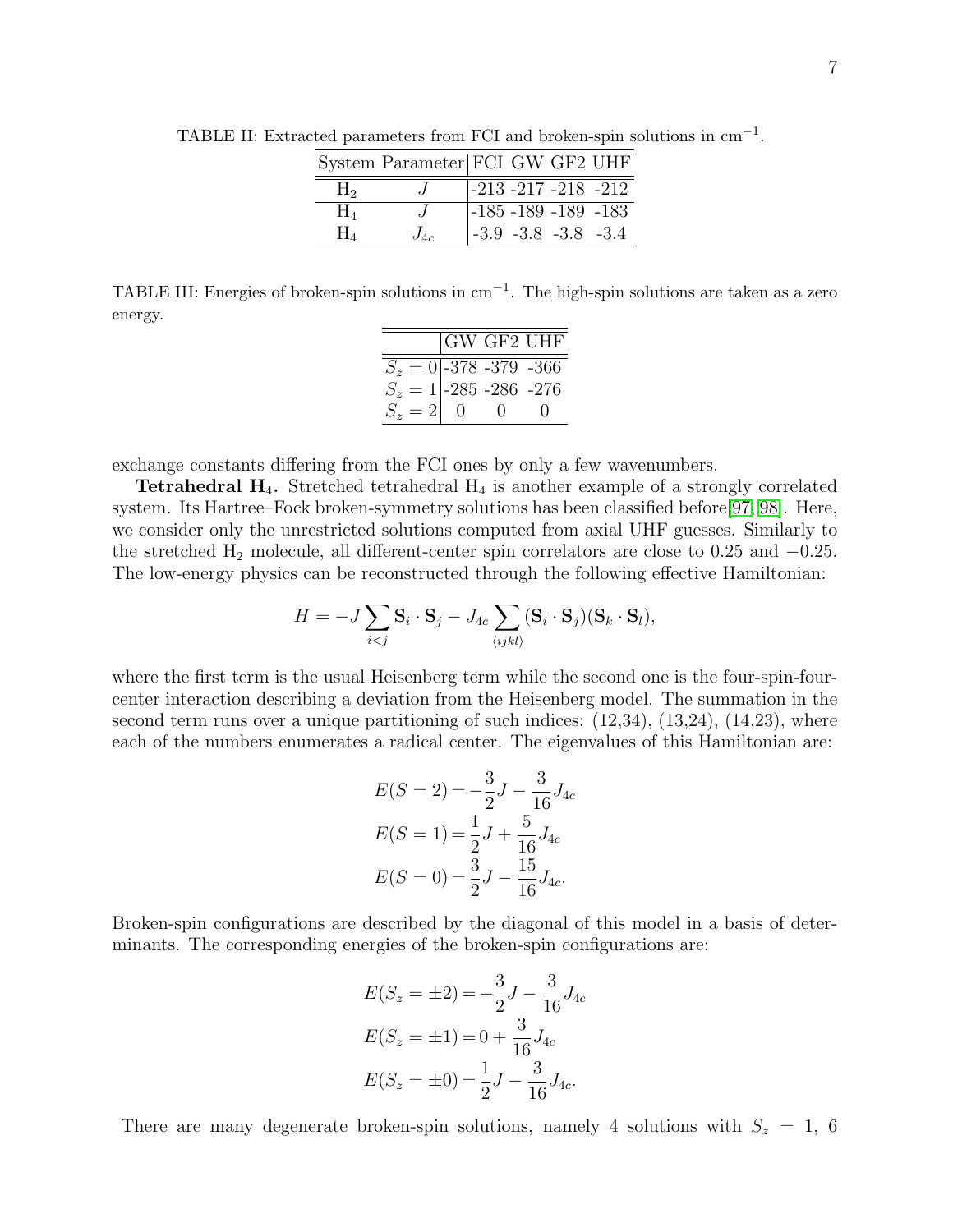TABLE II: Extracted parameters from FCI and broken-spin solutions in $\text{cm}^{-1}$.

| System | Parameter | FCI | GW | GF2 | UHF |
|---|---|---|---|---|---|
| $H_2$ | $J$ | -213 | -217 | -218 | -212 |
| $H_4$ | $J$ | -185 | -189 | -189 | -183 |
| $H_4$ | $J_{4c}$ | -3.9 | -3.8 | -3.8 | -3.4 |

TABLE III: Energies of broken-spin solutions in $\text{cm}^{-1}$. The high-spin solutions are taken as a zero energy.

| | GW | GF2 | UHF |
|---|---|---|---|
| $S_z = 0$ | -378 | -379 | -366 |
| $S_z = 1$ | -285 | -286 | -276 |
| $S_z = 2$ | 0 | 0 | 0 |

exchange constants differing from the FCI ones by only a few wavenumbers.

**Tetrahedral $H_4$.** Stretched tetrahedral $H_4$ is another example of a strongly correlated system. Its Hartree–Fock broken-symmetry solutions has been classified before[97, 98]. Here, we consider only the unrestricted solutions computed from axial UHF guesses. Similarly to the stretched $H_2$ molecule, all different-center spin correlators are close to 0.25 and $-0.25$. The low-energy physics can be reconstructed through the following effective Hamiltonian:

$$H = -J \sum_{i<j} \mathbf{S}_i \cdot \mathbf{S}_j - J_{4c} \sum_{\langle ijkl \rangle} (\mathbf{S}_i \cdot \mathbf{S}_j)(\mathbf{S}_k \cdot \mathbf{S}_l),$$

where the first term is the usual Heisenberg term while the second one is the four-spin-four-center interaction describing a deviation from the Heisenberg model. The summation in the second term runs over a unique partitioning of such indices: (12,34), (13,24), (14,23), where each of the numbers enumerates a radical center. The eigenvalues of this Hamiltonian are:

$$\begin{aligned}
E(S=2) &= -\frac{3}{2}J - \frac{3}{16}J_{4c} \\
E(S=1) &= \frac{1}{2}J + \frac{5}{16}J_{4c} \\
E(S=0) &= \frac{3}{2}J - \frac{15}{16}J_{4c}.
\end{aligned}$$

Broken-spin configurations are described by the diagonal of this model in a basis of determinants. The corresponding energies of the broken-spin configurations are:

$$\begin{aligned}
E(S_z = \pm 2) &= -\frac{3}{2}J - \frac{3}{16}J_{4c} \\
E(S_z = \pm 1) &= 0 + \frac{3}{16}J_{4c} \\
E(S_z = \pm 0) &= \frac{1}{2}J - \frac{3}{16}J_{4c}.
\end{aligned}$$

There are many degenerate broken-spin solutions, namely 4 solutions with $S_z = 1$, 6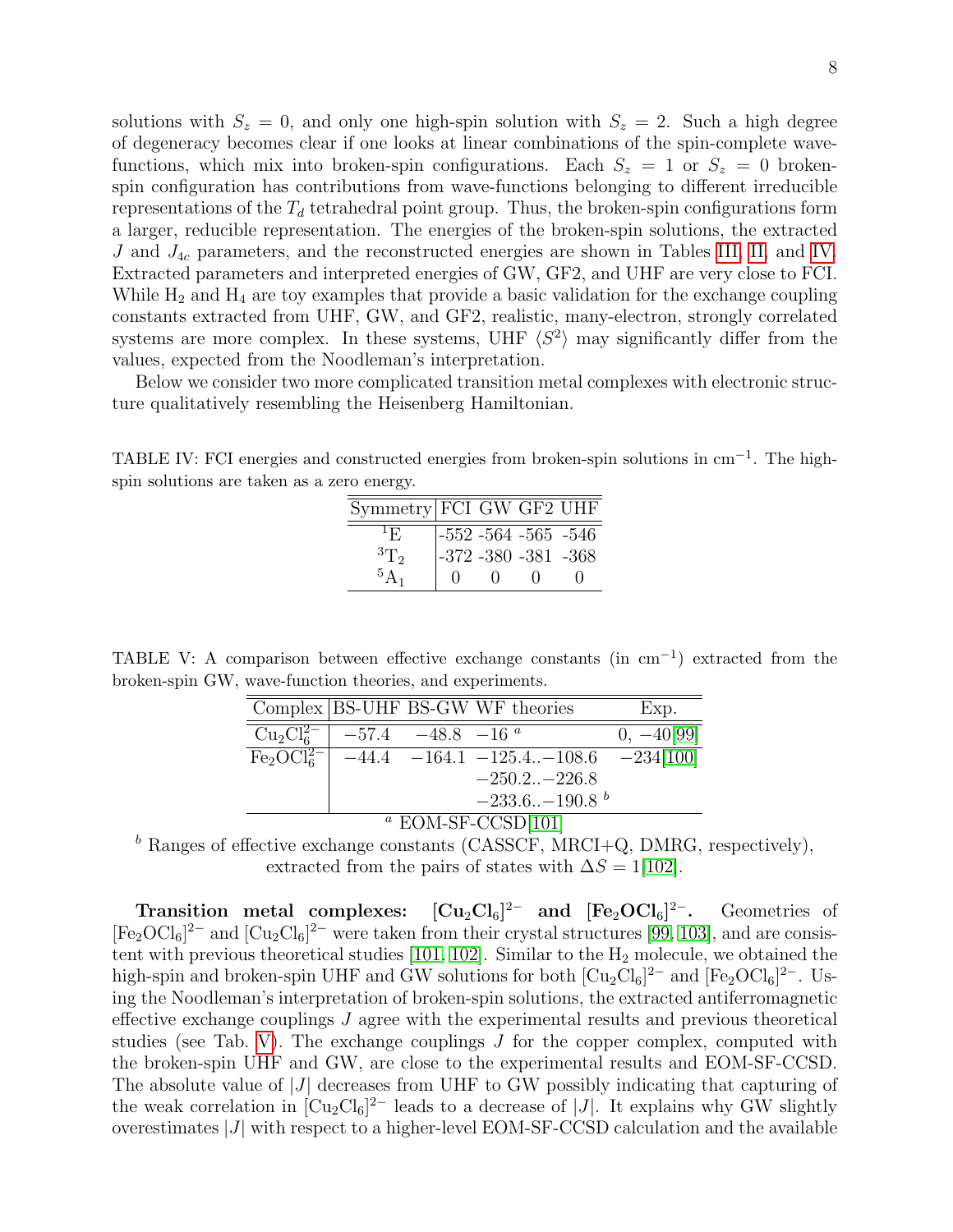solutions with $S_z = 0$, and only one high-spin solution with $S_z = 2$. Such a high degree of degeneracy becomes clear if one looks at linear combinations of the spin-complete wave-functions, which mix into broken-spin configurations. Each $S_z = 1$ or $S_z = 0$ broken-spin configuration has contributions from wave-functions belonging to different irreducible representations of the $T_d$ tetrahedral point group. Thus, the broken-spin configurations form a larger, reducible representation. The energies of the broken-spin solutions, the extracted $J$ and $J_{4c}$ parameters, and the reconstructed energies are shown in Tables III, II, and IV. Extracted parameters and interpreted energies of GW, GF2, and UHF are very close to FCI. While $H_2$ and $H_4$ are toy examples that provide a basic validation for the exchange coupling constants extracted from UHF, GW, and GF2, realistic, many-electron, strongly correlated systems are more complex. In these systems, UHF $\langle S^2 \rangle$ may significantly differ from the values, expected from the Noodleman's interpretation.

Below we consider two more complicated transition metal complexes with electronic structure qualitatively resembling the Heisenberg Hamiltonian.

TABLE IV: FCI energies and constructed energies from broken-spin solutions in cm$^{-1}$. The high-spin solutions are taken as a zero energy.

| Symmetry | FCI | GW | GF2 | UHF |
|---|---|---|---|---|
| $^1$E | -552 | -564 | -565 | -546 |
| $^3$T$_2$ | -372 | -380 | -381 | -368 |
| $^5$A$_1$ | 0 | 0 | 0 | 0 |

TABLE V: A comparison between effective exchange constants (in cm$^{-1}$) extracted from the broken-spin GW, wave-function theories, and experiments.

| Complex | BS-UHF | BS-GW | WF theories | Exp. |
|---|---|---|---|---|
| $Cu_2Cl_6^{2-}$ | $-57.4$ | $-48.8$ | $-16$ [a] | $0$, $-40$[99] |
| $Fe_2OCl_6^{2-}$ | $-44.4$ | $-164.1$ | $-125.4..-108.6$ | $-234$[100] |
| | | | $-250.2..-226.8$ | |
| | | | $-233.6..-190.8$ [b] | |

[a] EOM-SF-CCSD[101]

[b] Ranges of effective exchange constants (CASSCF, MRCI+Q, DMRG, respectively), extracted from the pairs of states with $\Delta S = 1$[102].

**Transition metal complexes: $[Cu_2Cl_6]^{2-}$ and $[Fe_2OCl_6]^{2-}$.** Geometries of $[Fe_2OCl_6]^{2-}$ and $[Cu_2Cl_6]^{2-}$ were taken from their crystal structures [99, 103], and are consistent with previous theoretical studies [101, 102]. Similar to the $H_2$ molecule, we obtained the high-spin and broken-spin UHF and GW solutions for both $[Cu_2Cl_6]^{2-}$ and $[Fe_2OCl_6]^{2-}$. Using the Noodleman's interpretation of broken-spin solutions, the extracted antiferromagnetic effective exchange couplings $J$ agree with the experimental results and previous theoretical studies (see Tab. V). The exchange couplings $J$ for the copper complex, computed with the broken-spin UHF and GW, are close to the experimental results and EOM-SF-CCSD. The absolute value of $|J|$ decreases from UHF to GW possibly indicating that capturing of the weak correlation in $[Cu_2Cl_6]^{2-}$ leads to a decrease of $|J|$. It explains why GW slightly overestimates $|J|$ with respect to a higher-level EOM-SF-CCSD calculation and the available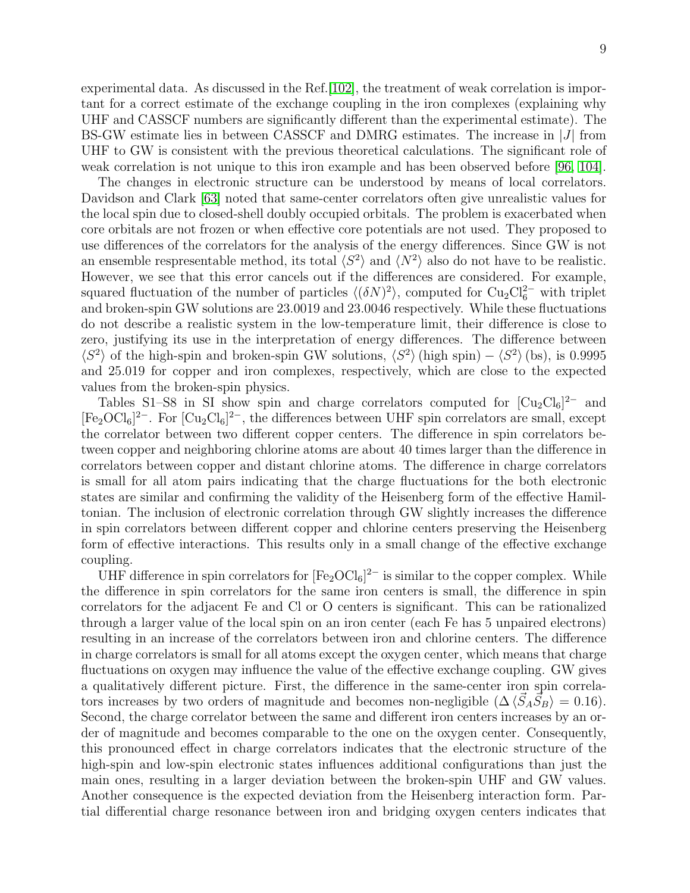experimental data. As discussed in the Ref.[102], the treatment of weak correlation is important for a correct estimate of the exchange coupling in the iron complexes (explaining why UHF and CASSCF numbers are significantly different than the experimental estimate). The BS-GW estimate lies in between CASSCF and DMRG estimates. The increase in $|J|$ from UHF to GW is consistent with the previous theoretical calculations. The significant role of weak correlation is not unique to this iron example and has been observed before [96, 104].

The changes in electronic structure can be understood by means of local correlators. Davidson and Clark [63] noted that same-center correlators often give unrealistic values for the local spin due to closed-shell doubly occupied orbitals. The problem is exacerbated when core orbitals are not frozen or when effective core potentials are not used. They proposed to use differences of the correlators for the analysis of the energy differences. Since GW is not an ensemble respresentable method, its total $\langle S^2 \rangle$ and $\langle N^2 \rangle$ also do not have to be realistic. However, we see that this error cancels out if the differences are considered. For example, squared fluctuation of the number of particles $\langle (\delta N)^2 \rangle$, computed for $Cu_2Cl_6^{2-}$ with triplet and broken-spin GW solutions are 23.0019 and 23.0046 respectively. While these fluctuations do not describe a realistic system in the low-temperature limit, their difference is close to zero, justifying its use in the interpretation of energy differences. The difference between $\langle S^2 \rangle$ of the high-spin and broken-spin GW solutions, $\langle S^2 \rangle$ (high spin) $-$ $\langle S^2 \rangle$ (bs), is 0.9995 and 25.019 for copper and iron complexes, respectively, which are close to the expected values from the broken-spin physics.

Tables S1–S8 in SI show spin and charge correlators computed for $[Cu_2Cl_6]^{2-}$ and $[Fe_2OCl_6]^{2-}$. For $[Cu_2Cl_6]^{2-}$, the differences between UHF spin correlators are small, except the correlator between two different copper centers. The difference in spin correlators between copper and neighboring chlorine atoms are about 40 times larger than the difference in correlators between copper and distant chlorine atoms. The difference in charge correlators is small for all atom pairs indicating that the charge fluctuations for the both electronic states are similar and confirming the validity of the Heisenberg form of the effective Hamiltonian. The inclusion of electronic correlation through GW slightly increases the difference in spin correlators between different copper and chlorine centers preserving the Heisenberg form of effective interactions. This results only in a small change of the effective exchange coupling.

UHF difference in spin correlators for $[Fe_2OCl_6]^{2-}$ is similar to the copper complex. While the difference in spin correlators for the same iron centers is small, the difference in spin correlators for the adjacent Fe and Cl or O centers is significant. This can be rationalized through a larger value of the local spin on an iron center (each Fe has 5 unpaired electrons) resulting in an increase of the correlators between iron and chlorine centers. The difference in charge correlators is small for all atoms except the oxygen center, which means that charge fluctuations on oxygen may influence the value of the effective exchange coupling. GW gives a qualitatively different picture. First, the difference in the same-center iron spin correlators increases by two orders of magnitude and becomes non-negligible ($\Delta \langle \vec{S}_A \vec{S}_B \rangle = 0.16$). Second, the charge correlator between the same and different iron centers increases by an order of magnitude and becomes comparable to the one on the oxygen center. Consequently, this pronounced effect in charge correlators indicates that the electronic structure of the high-spin and low-spin electronic states influences additional configurations than just the main ones, resulting in a larger deviation between the broken-spin UHF and GW values. Another consequence is the expected deviation from the Heisenberg interaction form. Partial differential charge resonance between iron and bridging oxygen centers indicates that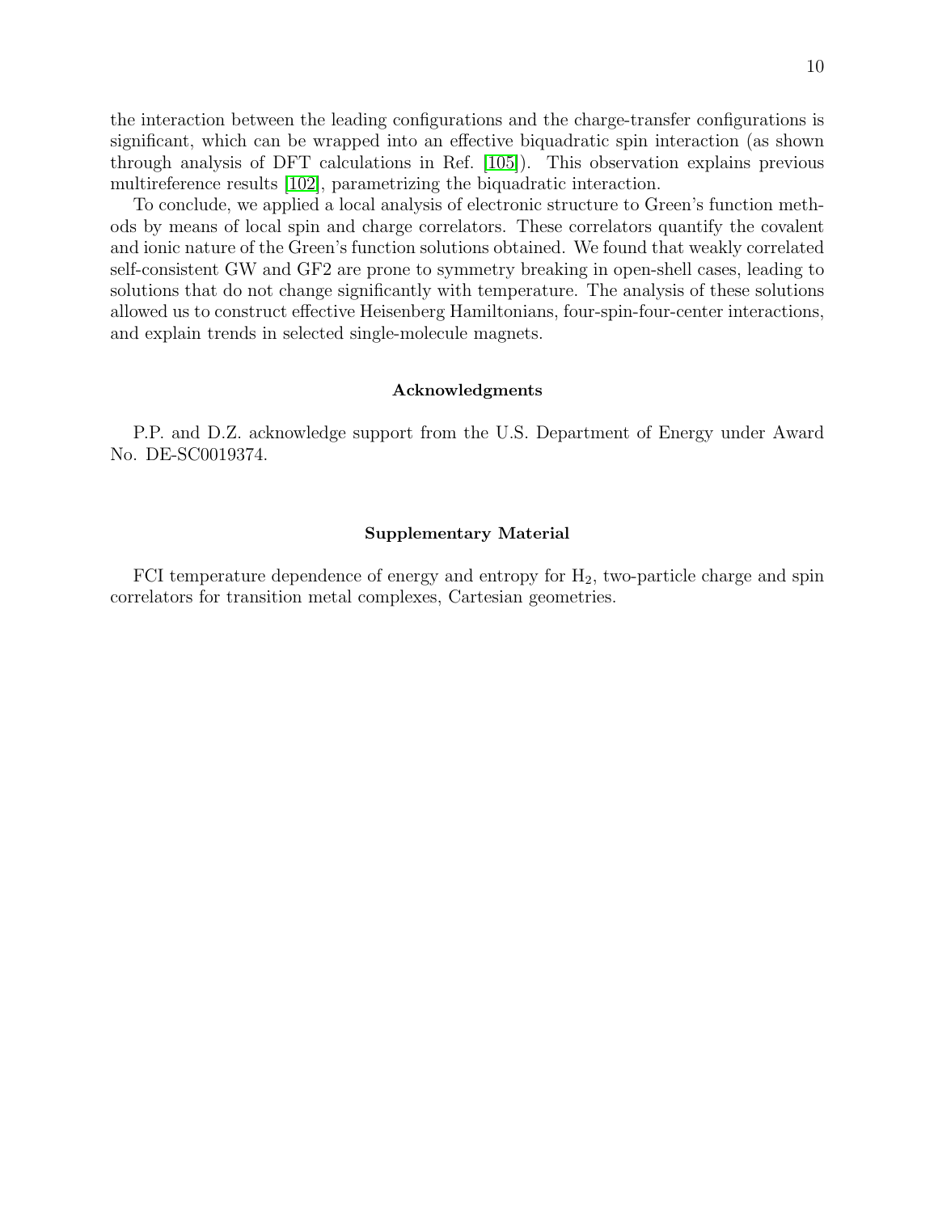the interaction between the leading configurations and the charge-transfer configurations is significant, which can be wrapped into an effective biquadratic spin interaction (as shown through analysis of DFT calculations in Ref. [105]). This observation explains previous multireference results [102], parametrizing the biquadratic interaction.

To conclude, we applied a local analysis of electronic structure to Green's function methods by means of local spin and charge correlators. These correlators quantify the covalent and ionic nature of the Green's function solutions obtained. We found that weakly correlated self-consistent GW and GF2 are prone to symmetry breaking in open-shell cases, leading to solutions that do not change significantly with temperature. The analysis of these solutions allowed us to construct effective Heisenberg Hamiltonians, four-spin-four-center interactions, and explain trends in selected single-molecule magnets.

### Acknowledgments

P.P. and D.Z. acknowledge support from the U.S. Department of Energy under Award No. DE-SC0019374.

### Supplementary Material

FCI temperature dependence of energy and entropy for $H_2$, two-particle charge and spin correlators for transition metal complexes, Cartesian geometries.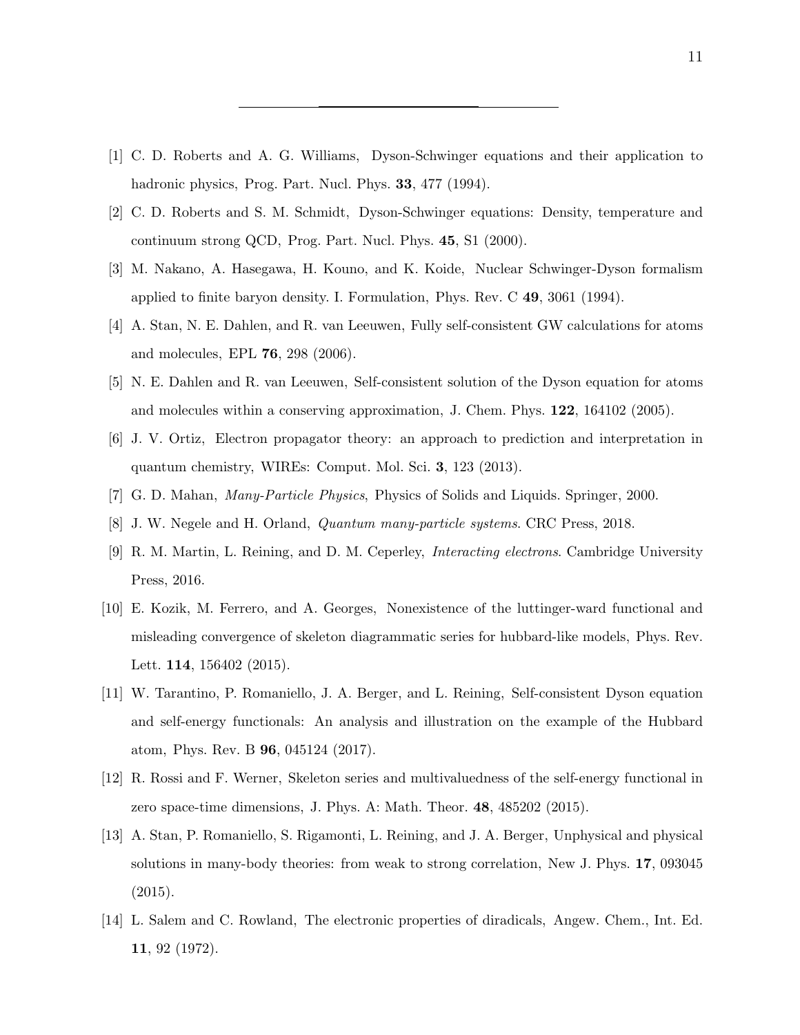[1] C. D. Roberts and A. G. Williams, Dyson-Schwinger equations and their application to hadronic physics, Prog. Part. Nucl. Phys. **33**, 477 (1994).

[2] C. D. Roberts and S. M. Schmidt, Dyson-Schwinger equations: Density, temperature and continuum strong QCD, Prog. Part. Nucl. Phys. **45**, S1 (2000).

[3] M. Nakano, A. Hasegawa, H. Kouno, and K. Koide, Nuclear Schwinger-Dyson formalism applied to finite baryon density. I. Formulation, Phys. Rev. C **49**, 3061 (1994).

[4] A. Stan, N. E. Dahlen, and R. van Leeuwen, Fully self-consistent GW calculations for atoms and molecules, EPL **76**, 298 (2006).

[5] N. E. Dahlen and R. van Leeuwen, Self-consistent solution of the Dyson equation for atoms and molecules within a conserving approximation, J. Chem. Phys. **122**, 164102 (2005).

[6] J. V. Ortiz, Electron propagator theory: an approach to prediction and interpretation in quantum chemistry, WIREs: Comput. Mol. Sci. **3**, 123 (2013).

[7] G. D. Mahan, *Many-Particle Physics*, Physics of Solids and Liquids. Springer, 2000.

[8] J. W. Negele and H. Orland, *Quantum many-particle systems*. CRC Press, 2018.

[9] R. M. Martin, L. Reining, and D. M. Ceperley, *Interacting electrons*. Cambridge University Press, 2016.

[10] E. Kozik, M. Ferrero, and A. Georges, Nonexistence of the luttinger-ward functional and misleading convergence of skeleton diagrammatic series for hubbard-like models, Phys. Rev. Lett. **114**, 156402 (2015).

[11] W. Tarantino, P. Romaniello, J. A. Berger, and L. Reining, Self-consistent Dyson equation and self-energy functionals: An analysis and illustration on the example of the Hubbard atom, Phys. Rev. B **96**, 045124 (2017).

[12] R. Rossi and F. Werner, Skeleton series and multivaluedness of the self-energy functional in zero space-time dimensions, J. Phys. A: Math. Theor. **48**, 485202 (2015).

[13] A. Stan, P. Romaniello, S. Rigamonti, L. Reining, and J. A. Berger, Unphysical and physical solutions in many-body theories: from weak to strong correlation, New J. Phys. **17**, 093045 (2015).

[14] L. Salem and C. Rowland, The electronic properties of diradicals, Angew. Chem., Int. Ed. **11**, 92 (1972).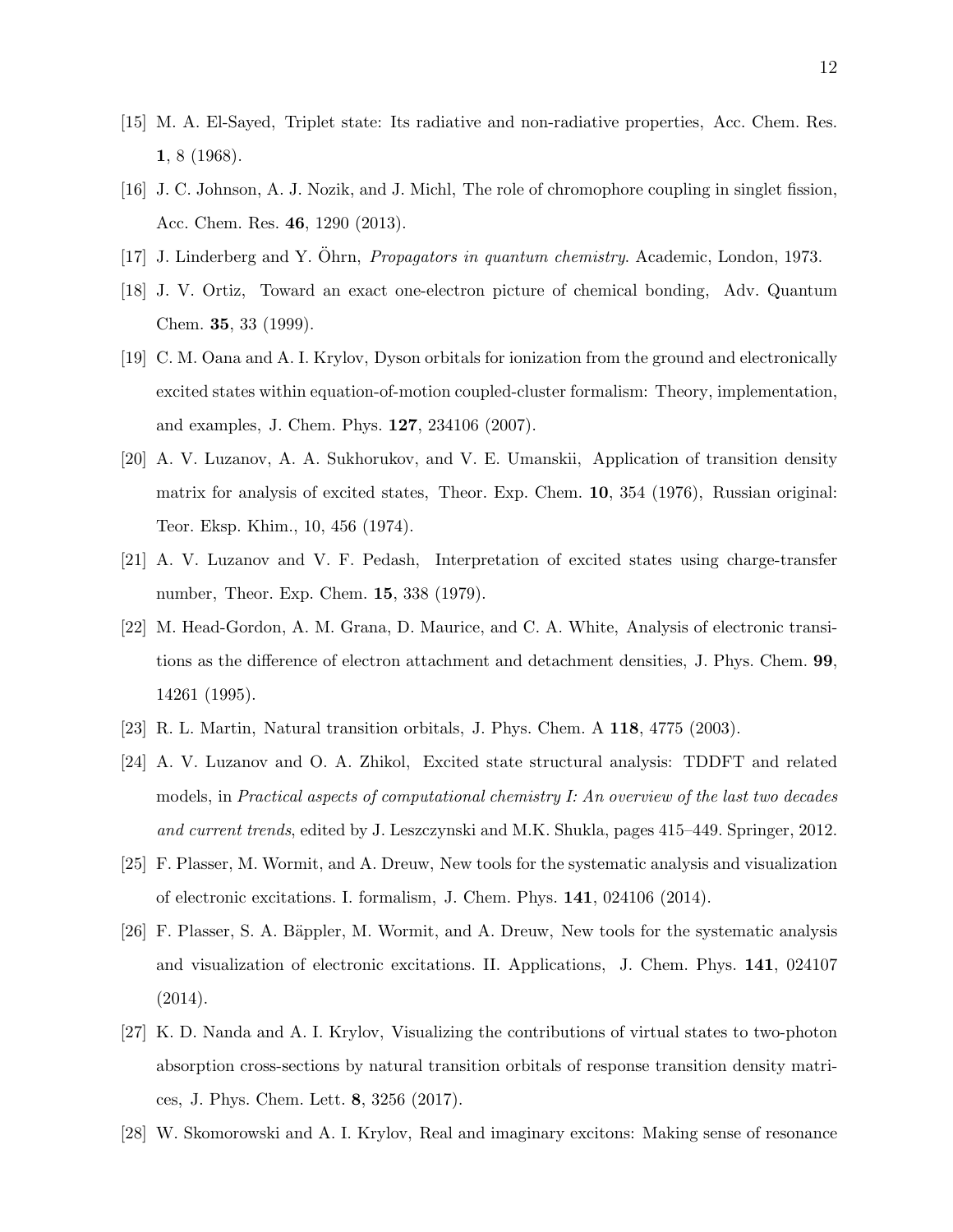[15] M. A. El-Sayed, Triplet state: Its radiative and non-radiative properties, Acc. Chem. Res. **1**, 8 (1968).

[16] J. C. Johnson, A. J. Nozik, and J. Michl, The role of chromophore coupling in singlet fission, Acc. Chem. Res. **46**, 1290 (2013).

[17] J. Linderberg and Y. Öhrn, *Propagators in quantum chemistry*. Academic, London, 1973.

[18] J. V. Ortiz, Toward an exact one-electron picture of chemical bonding, Adv. Quantum Chem. **35**, 33 (1999).

[19] C. M. Oana and A. I. Krylov, Dyson orbitals for ionization from the ground and electronically excited states within equation-of-motion coupled-cluster formalism: Theory, implementation, and examples, J. Chem. Phys. **127**, 234106 (2007).

[20] A. V. Luzanov, A. A. Sukhorukov, and V. E. Umanskii, Application of transition density matrix for analysis of excited states, Theor. Exp. Chem. **10**, 354 (1976), Russian original: Teor. Eksp. Khim., 10, 456 (1974).

[21] A. V. Luzanov and V. F. Pedash, Interpretation of excited states using charge-transfer number, Theor. Exp. Chem. **15**, 338 (1979).

[22] M. Head-Gordon, A. M. Grana, D. Maurice, and C. A. White, Analysis of electronic transitions as the difference of electron attachment and detachment densities, J. Phys. Chem. **99**, 14261 (1995).

[23] R. L. Martin, Natural transition orbitals, J. Phys. Chem. A **118**, 4775 (2003).

[24] A. V. Luzanov and O. A. Zhikol, Excited state structural analysis: TDDFT and related models, in *Practical aspects of computational chemistry I: An overview of the last two decades and current trends*, edited by J. Leszczynski and M.K. Shukla, pages 415–449. Springer, 2012.

[25] F. Plasser, M. Wormit, and A. Dreuw, New tools for the systematic analysis and visualization of electronic excitations. I. formalism, J. Chem. Phys. **141**, 024106 (2014).

[26] F. Plasser, S. A. Bäppler, M. Wormit, and A. Dreuw, New tools for the systematic analysis and visualization of electronic excitations. II. Applications, J. Chem. Phys. **141**, 024107 (2014).

[27] K. D. Nanda and A. I. Krylov, Visualizing the contributions of virtual states to two-photon absorption cross-sections by natural transition orbitals of response transition density matrices, J. Phys. Chem. Lett. **8**, 3256 (2017).

[28] W. Skomorowski and A. I. Krylov, Real and imaginary excitons: Making sense of resonance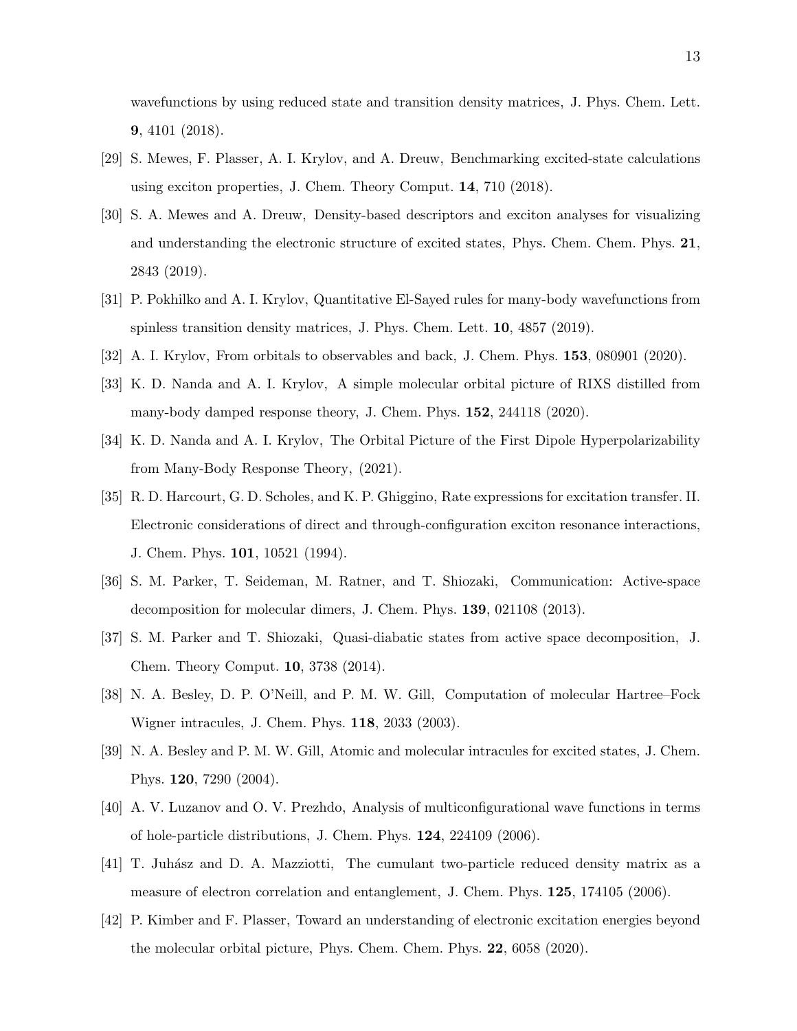wavefunctions by using reduced state and transition density matrices, J. Phys. Chem. Lett. **9**, 4101 (2018).

[29] S. Mewes, F. Plasser, A. I. Krylov, and A. Dreuw, Benchmarking excited-state calculations using exciton properties, J. Chem. Theory Comput. **14**, 710 (2018).

[30] S. A. Mewes and A. Dreuw, Density-based descriptors and exciton analyses for visualizing and understanding the electronic structure of excited states, Phys. Chem. Chem. Phys. **21**, 2843 (2019).

[31] P. Pokhilko and A. I. Krylov, Quantitative El-Sayed rules for many-body wavefunctions from spinless transition density matrices, J. Phys. Chem. Lett. **10**, 4857 (2019).

[32] A. I. Krylov, From orbitals to observables and back, J. Chem. Phys. **153**, 080901 (2020).

[33] K. D. Nanda and A. I. Krylov, A simple molecular orbital picture of RIXS distilled from many-body damped response theory, J. Chem. Phys. **152**, 244118 (2020).

[34] K. D. Nanda and A. I. Krylov, The Orbital Picture of the First Dipole Hyperpolarizability from Many-Body Response Theory, (2021).

[35] R. D. Harcourt, G. D. Scholes, and K. P. Ghiggino, Rate expressions for excitation transfer. II. Electronic considerations of direct and through-configuration exciton resonance interactions, J. Chem. Phys. **101**, 10521 (1994).

[36] S. M. Parker, T. Seideman, M. Ratner, and T. Shiozaki, Communication: Active-space decomposition for molecular dimers, J. Chem. Phys. **139**, 021108 (2013).

[37] S. M. Parker and T. Shiozaki, Quasi-diabatic states from active space decomposition, J. Chem. Theory Comput. **10**, 3738 (2014).

[38] N. A. Besley, D. P. O'Neill, and P. M. W. Gill, Computation of molecular Hartree–Fock Wigner intracules, J. Chem. Phys. **118**, 2033 (2003).

[39] N. A. Besley and P. M. W. Gill, Atomic and molecular intracules for excited states, J. Chem. Phys. **120**, 7290 (2004).

[40] A. V. Luzanov and O. V. Prezhdo, Analysis of multiconfigurational wave functions in terms of hole-particle distributions, J. Chem. Phys. **124**, 224109 (2006).

[41] T. Juhász and D. A. Mazziotti, The cumulant two-particle reduced density matrix as a measure of electron correlation and entanglement, J. Chem. Phys. **125**, 174105 (2006).

[42] P. Kimber and F. Plasser, Toward an understanding of electronic excitation energies beyond the molecular orbital picture, Phys. Chem. Chem. Phys. **22**, 6058 (2020).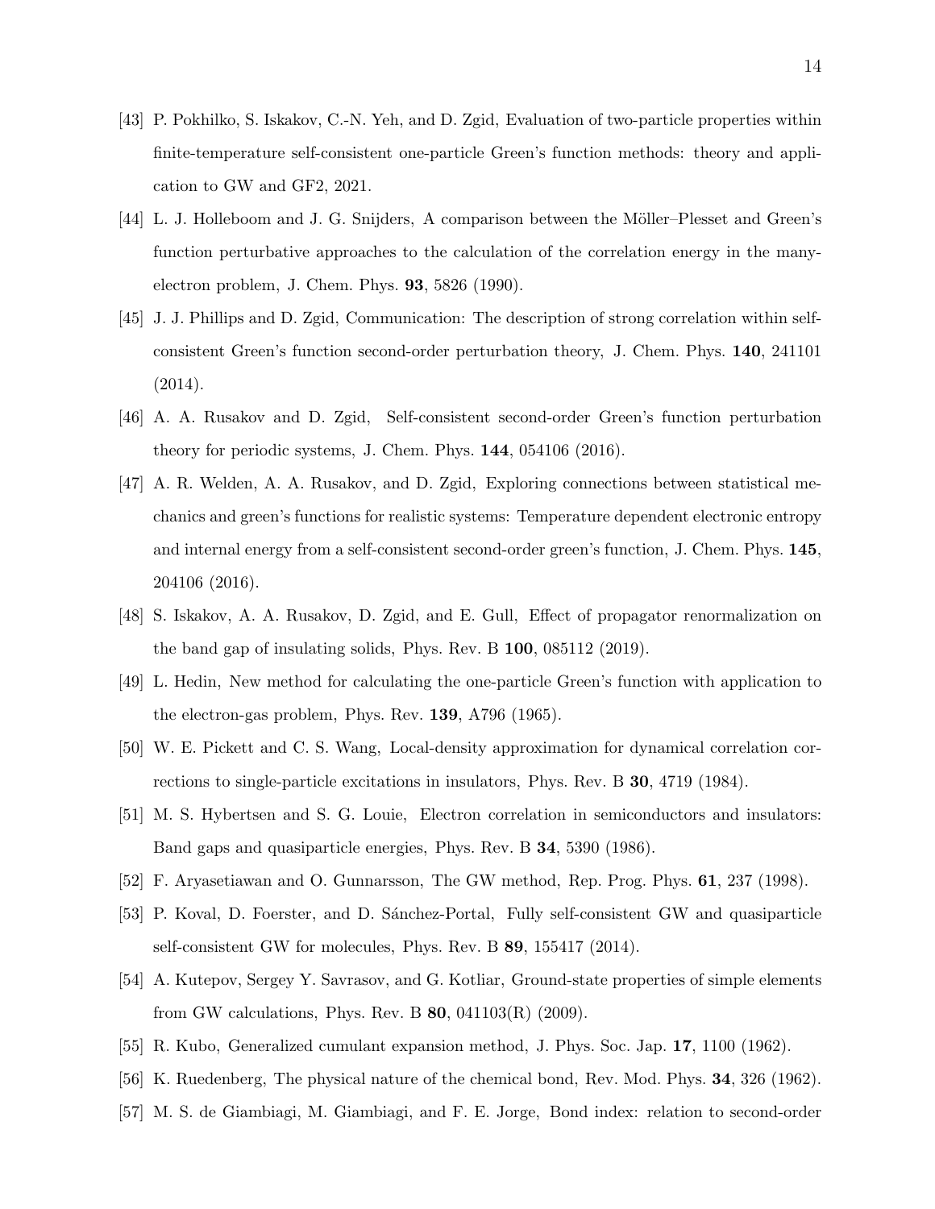[43] P. Pokhilko, S. Iskakov, C.-N. Yeh, and D. Zgid, Evaluation of two-particle properties within finite-temperature self-consistent one-particle Green's function methods: theory and application to GW and GF2, 2021.

[44] L. J. Holleboom and J. G. Snijders, A comparison between the Möller–Plesset and Green's function perturbative approaches to the calculation of the correlation energy in the many-electron problem, J. Chem. Phys. **93**, 5826 (1990).

[45] J. J. Phillips and D. Zgid, Communication: The description of strong correlation within self-consistent Green's function second-order perturbation theory, J. Chem. Phys. **140**, 241101 (2014).

[46] A. A. Rusakov and D. Zgid, Self-consistent second-order Green's function perturbation theory for periodic systems, J. Chem. Phys. **144**, 054106 (2016).

[47] A. R. Welden, A. A. Rusakov, and D. Zgid, Exploring connections between statistical mechanics and green's functions for realistic systems: Temperature dependent electronic entropy and internal energy from a self-consistent second-order green's function, J. Chem. Phys. **145**, 204106 (2016).

[48] S. Iskakov, A. A. Rusakov, D. Zgid, and E. Gull, Effect of propagator renormalization on the band gap of insulating solids, Phys. Rev. B **100**, 085112 (2019).

[49] L. Hedin, New method for calculating the one-particle Green's function with application to the electron-gas problem, Phys. Rev. **139**, A796 (1965).

[50] W. E. Pickett and C. S. Wang, Local-density approximation for dynamical correlation corrections to single-particle excitations in insulators, Phys. Rev. B **30**, 4719 (1984).

[51] M. S. Hybertsen and S. G. Louie, Electron correlation in semiconductors and insulators: Band gaps and quasiparticle energies, Phys. Rev. B **34**, 5390 (1986).

[52] F. Aryasetiawan and O. Gunnarsson, The GW method, Rep. Prog. Phys. **61**, 237 (1998).

[53] P. Koval, D. Foerster, and D. Sánchez-Portal, Fully self-consistent GW and quasiparticle self-consistent GW for molecules, Phys. Rev. B **89**, 155417 (2014).

[54] A. Kutepov, Sergey Y. Savrasov, and G. Kotliar, Ground-state properties of simple elements from GW calculations, Phys. Rev. B **80**, 041103(R) (2009).

[55] R. Kubo, Generalized cumulant expansion method, J. Phys. Soc. Jap. **17**, 1100 (1962).

[56] K. Ruedenberg, The physical nature of the chemical bond, Rev. Mod. Phys. **34**, 326 (1962).

[57] M. S. de Giambiagi, M. Giambiagi, and F. E. Jorge, Bond index: relation to second-order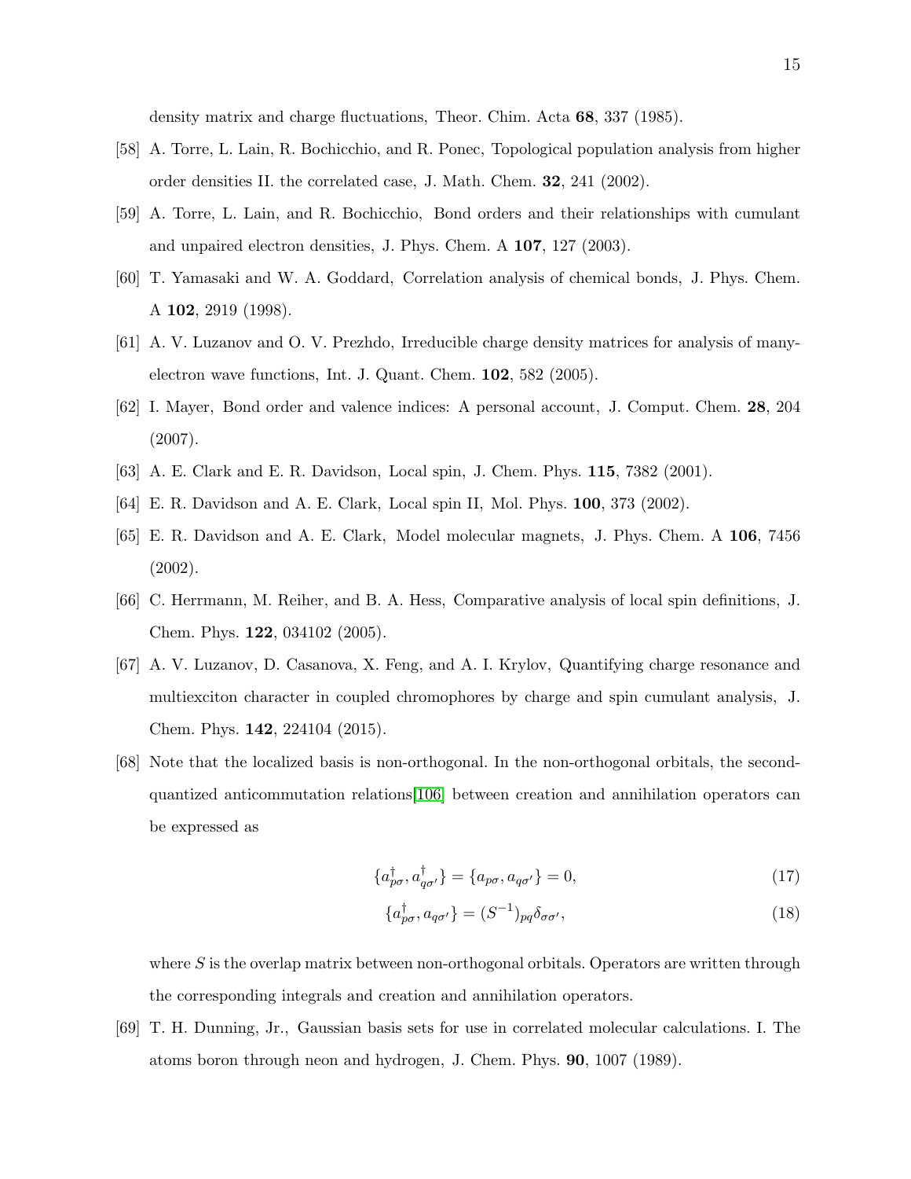density matrix and charge fluctuations, Theor. Chim. Acta **68**, 337 (1985).

[58] A. Torre, L. Lain, R. Bochicchio, and R. Ponec, Topological population analysis from higher order densities II. the correlated case, J. Math. Chem. **32**, 241 (2002).

[59] A. Torre, L. Lain, and R. Bochicchio, Bond orders and their relationships with cumulant and unpaired electron densities, J. Phys. Chem. A **107**, 127 (2003).

[60] T. Yamasaki and W. A. Goddard, Correlation analysis of chemical bonds, J. Phys. Chem. A **102**, 2919 (1998).

[61] A. V. Luzanov and O. V. Prezhdo, Irreducible charge density matrices for analysis of many-electron wave functions, Int. J. Quant. Chem. **102**, 582 (2005).

[62] I. Mayer, Bond order and valence indices: A personal account, J. Comput. Chem. **28**, 204 (2007).

[63] A. E. Clark and E. R. Davidson, Local spin, J. Chem. Phys. **115**, 7382 (2001).

[64] E. R. Davidson and A. E. Clark, Local spin II, Mol. Phys. **100**, 373 (2002).

[65] E. R. Davidson and A. E. Clark, Model molecular magnets, J. Phys. Chem. A **106**, 7456 (2002).

[66] C. Herrmann, M. Reiher, and B. A. Hess, Comparative analysis of local spin definitions, J. Chem. Phys. **122**, 034102 (2005).

[67] A. V. Luzanov, D. Casanova, X. Feng, and A. I. Krylov, Quantifying charge resonance and multiexciton character in coupled chromophores by charge and spin cumulant analysis, J. Chem. Phys. **142**, 224104 (2015).

[68] Note that the localized basis is non-orthogonal. In the non-orthogonal orbitals, the second-quantized anticommutation relations[106] between creation and annihilation operators can be expressed as

$$\{a_{p\sigma}^{\dagger}, a_{q\sigma'}^{\dagger}\} = \{a_{p\sigma}, a_{q\sigma'}\} = 0, \tag{17}$$

$$\{a_{p\sigma}^{\dagger}, a_{q\sigma'}\} = (S^{-1})_{pq}\delta_{\sigma\sigma'}, \tag{18}$$

where $S$ is the overlap matrix between non-orthogonal orbitals. Operators are written through the corresponding integrals and creation and annihilation operators.

[69] T. H. Dunning, Jr., Gaussian basis sets for use in correlated molecular calculations. I. The atoms boron through neon and hydrogen, J. Chem. Phys. **90**, 1007 (1989).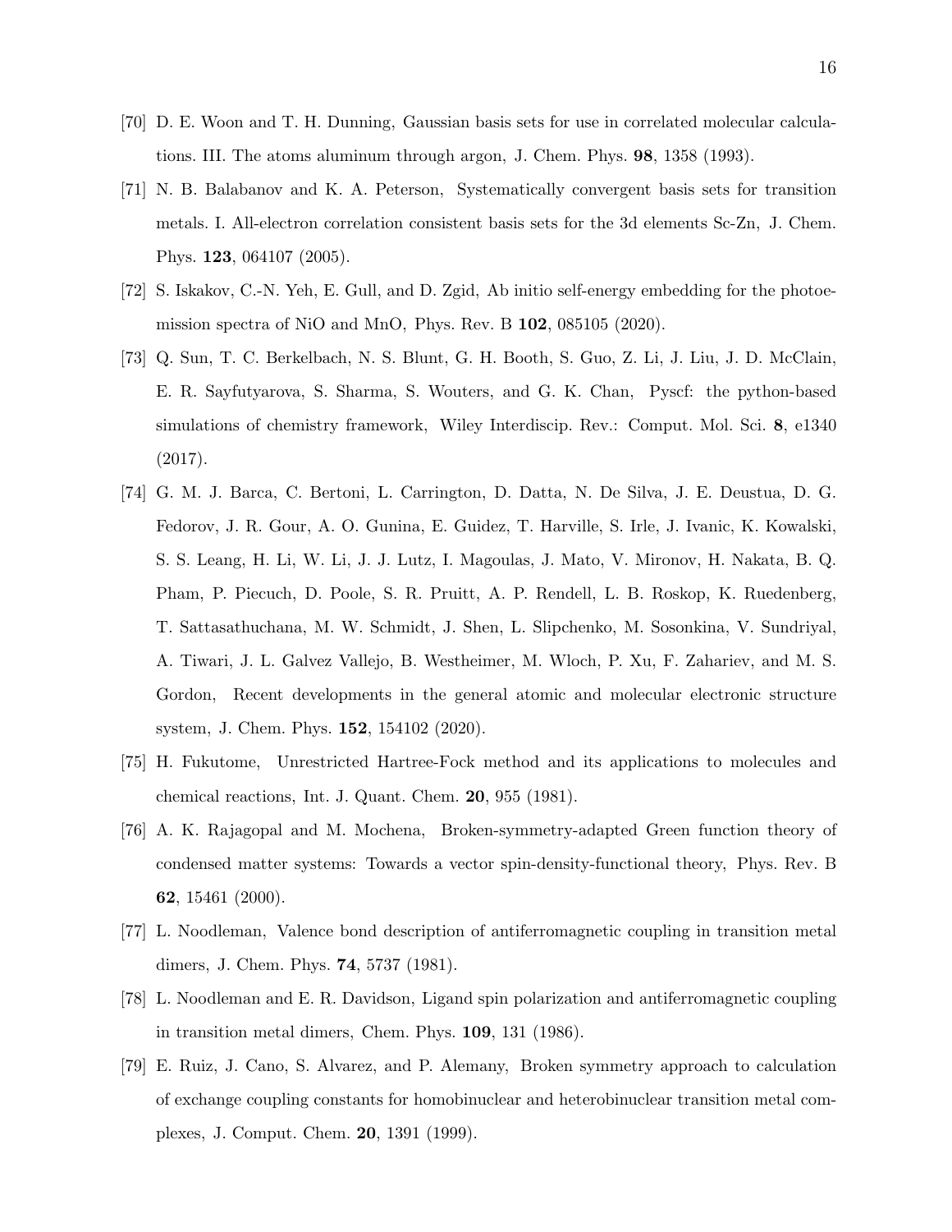[70] D. E. Woon and T. H. Dunning, Gaussian basis sets for use in correlated molecular calculations. III. The atoms aluminum through argon, J. Chem. Phys. **98**, 1358 (1993).

[71] N. B. Balabanov and K. A. Peterson, Systematically convergent basis sets for transition metals. I. All-electron correlation consistent basis sets for the 3d elements Sc-Zn, J. Chem. Phys. **123**, 064107 (2005).

[72] S. Iskakov, C.-N. Yeh, E. Gull, and D. Zgid, Ab initio self-energy embedding for the photoemission spectra of NiO and MnO, Phys. Rev. B **102**, 085105 (2020).

[73] Q. Sun, T. C. Berkelbach, N. S. Blunt, G. H. Booth, S. Guo, Z. Li, J. Liu, J. D. McClain, E. R. Sayfutyarova, S. Sharma, S. Wouters, and G. K. Chan, Pyscf: the python-based simulations of chemistry framework, Wiley Interdiscip. Rev.: Comput. Mol. Sci. **8**, e1340 (2017).

[74] G. M. J. Barca, C. Bertoni, L. Carrington, D. Datta, N. De Silva, J. E. Deustua, D. G. Fedorov, J. R. Gour, A. O. Gunina, E. Guidez, T. Harville, S. Irle, J. Ivanic, K. Kowalski, S. S. Leang, H. Li, W. Li, J. J. Lutz, I. Magoulas, J. Mato, V. Mironov, H. Nakata, B. Q. Pham, P. Piecuch, D. Poole, S. R. Pruitt, A. P. Rendell, L. B. Roskop, K. Ruedenberg, T. Sattasathuchana, M. W. Schmidt, J. Shen, L. Slipchenko, M. Sosonkina, V. Sundriyal, A. Tiwari, J. L. Galvez Vallejo, B. Westheimer, M. Wloch, P. Xu, F. Zahariev, and M. S. Gordon, Recent developments in the general atomic and molecular electronic structure system, J. Chem. Phys. **152**, 154102 (2020).

[75] H. Fukutome, Unrestricted Hartree-Fock method and its applications to molecules and chemical reactions, Int. J. Quant. Chem. **20**, 955 (1981).

[76] A. K. Rajagopal and M. Mochena, Broken-symmetry-adapted Green function theory of condensed matter systems: Towards a vector spin-density-functional theory, Phys. Rev. B **62**, 15461 (2000).

[77] L. Noodleman, Valence bond description of antiferromagnetic coupling in transition metal dimers, J. Chem. Phys. **74**, 5737 (1981).

[78] L. Noodleman and E. R. Davidson, Ligand spin polarization and antiferromagnetic coupling in transition metal dimers, Chem. Phys. **109**, 131 (1986).

[79] E. Ruiz, J. Cano, S. Alvarez, and P. Alemany, Broken symmetry approach to calculation of exchange coupling constants for homobinuclear and heterobinuclear transition metal complexes, J. Comput. Chem. **20**, 1391 (1999).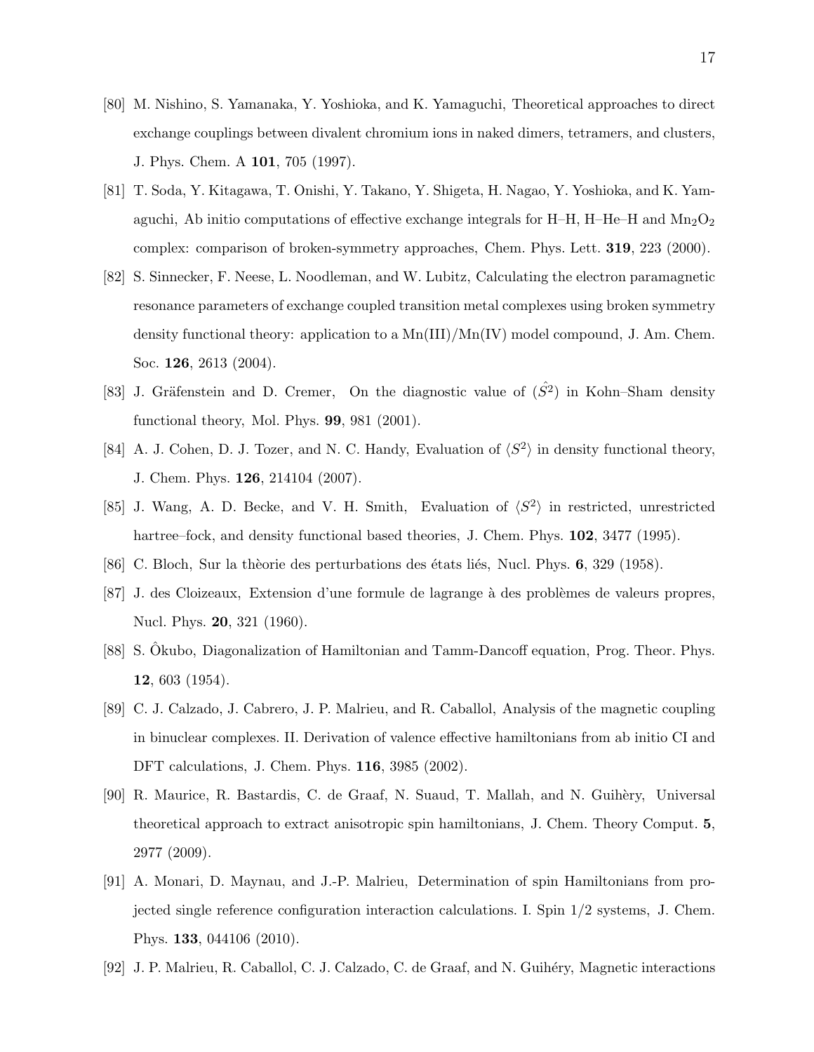[80] M. Nishino, S. Yamanaka, Y. Yoshioka, and K. Yamaguchi, Theoretical approaches to direct exchange couplings between divalent chromium ions in naked dimers, tetramers, and clusters, J. Phys. Chem. A **101**, 705 (1997).

[81] T. Soda, Y. Kitagawa, T. Onishi, Y. Takano, Y. Shigeta, H. Nagao, Y. Yoshioka, and K. Yamaguchi, Ab initio computations of effective exchange integrals for H–H, H–He–H and $Mn_2O_2$ complex: comparison of broken-symmetry approaches, Chem. Phys. Lett. **319**, 223 (2000).

[82] S. Sinnecker, F. Neese, L. Noodleman, and W. Lubitz, Calculating the electron paramagnetic resonance parameters of exchange coupled transition metal complexes using broken symmetry density functional theory: application to a Mn(III)/Mn(IV) model compound, J. Am. Chem. Soc. **126**, 2613 (2004).

[83] J. Gräfenstein and D. Cremer, On the diagnostic value of $(\hat{S}^2)$ in Kohn–Sham density functional theory, Mol. Phys. **99**, 981 (2001).

[84] A. J. Cohen, D. J. Tozer, and N. C. Handy, Evaluation of $\langle S^2 \rangle$ in density functional theory, J. Chem. Phys. **126**, 214104 (2007).

[85] J. Wang, A. D. Becke, and V. H. Smith, Evaluation of $\langle S^2 \rangle$ in restricted, unrestricted hartree–fock, and density functional based theories, J. Chem. Phys. **102**, 3477 (1995).

[86] C. Bloch, Sur la thèorie des perturbations des états liés, Nucl. Phys. **6**, 329 (1958).

[87] J. des Cloizeaux, Extension d'une formule de lagrange à des problèmes de valeurs propres, Nucl. Phys. **20**, 321 (1960).

[88] S. Ôkubo, Diagonalization of Hamiltonian and Tamm-Dancoff equation, Prog. Theor. Phys. **12**, 603 (1954).

[89] C. J. Calzado, J. Cabrero, J. P. Malrieu, and R. Caballol, Analysis of the magnetic coupling in binuclear complexes. II. Derivation of valence effective hamiltonians from ab initio CI and DFT calculations, J. Chem. Phys. **116**, 3985 (2002).

[90] R. Maurice, R. Bastardis, C. de Graaf, N. Suaud, T. Mallah, and N. Guihèry, Universal theoretical approach to extract anisotropic spin hamiltonians, J. Chem. Theory Comput. **5**, 2977 (2009).

[91] A. Monari, D. Maynau, and J.-P. Malrieu, Determination of spin Hamiltonians from projected single reference configuration interaction calculations. I. Spin 1/2 systems, J. Chem. Phys. **133**, 044106 (2010).

[92] J. P. Malrieu, R. Caballol, C. J. Calzado, C. de Graaf, and N. Guihéry, Magnetic interactions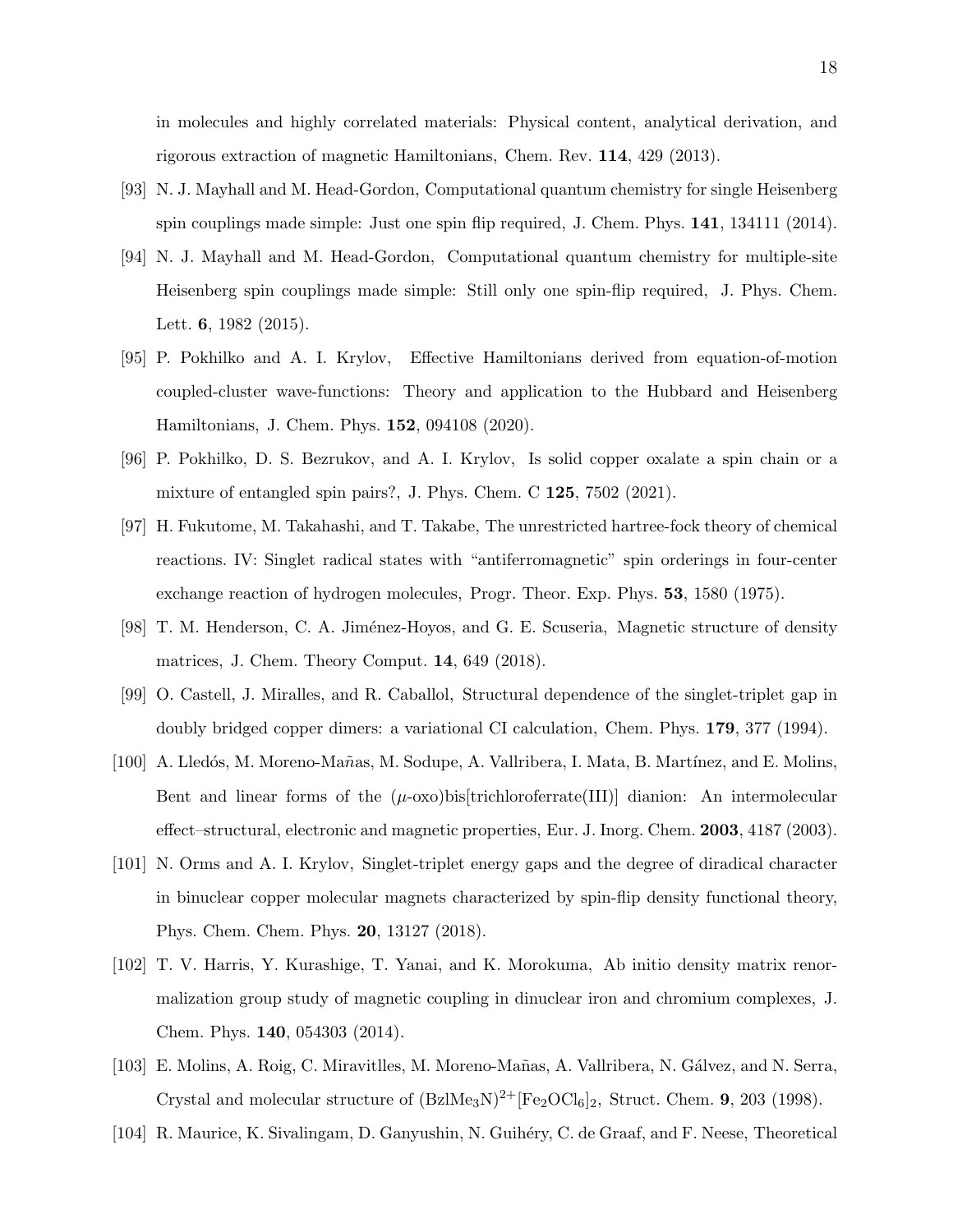in molecules and highly correlated materials: Physical content, analytical derivation, and rigorous extraction of magnetic Hamiltonians, Chem. Rev. **114**, 429 (2013).

[93] N. J. Mayhall and M. Head-Gordon, Computational quantum chemistry for single Heisenberg spin couplings made simple: Just one spin flip required, J. Chem. Phys. **141**, 134111 (2014).

[94] N. J. Mayhall and M. Head-Gordon, Computational quantum chemistry for multiple-site Heisenberg spin couplings made simple: Still only one spin-flip required, J. Phys. Chem. Lett. **6**, 1982 (2015).

[95] P. Pokhilko and A. I. Krylov, Effective Hamiltonians derived from equation-of-motion coupled-cluster wave-functions: Theory and application to the Hubbard and Heisenberg Hamiltonians, J. Chem. Phys. **152**, 094108 (2020).

[96] P. Pokhilko, D. S. Bezrukov, and A. I. Krylov, Is solid copper oxalate a spin chain or a mixture of entangled spin pairs?, J. Phys. Chem. C **125**, 7502 (2021).

[97] H. Fukutome, M. Takahashi, and T. Takabe, The unrestricted hartree-fock theory of chemical reactions. IV: Singlet radical states with "antiferromagnetic" spin orderings in four-center exchange reaction of hydrogen molecules, Progr. Theor. Exp. Phys. **53**, 1580 (1975).

[98] T. M. Henderson, C. A. Jiménez-Hoyos, and G. E. Scuseria, Magnetic structure of density matrices, J. Chem. Theory Comput. **14**, 649 (2018).

[99] O. Castell, J. Miralles, and R. Caballol, Structural dependence of the singlet-triplet gap in doubly bridged copper dimers: a variational CI calculation, Chem. Phys. **179**, 377 (1994).

[100] A. Lledós, M. Moreno-Mañas, M. Sodupe, A. Vallribera, I. Mata, B. Martínez, and E. Molins, Bent and linear forms of the ($\mu$-oxo)bis[trichloroferrate(III)] dianion: An intermolecular effect–structural, electronic and magnetic properties, Eur. J. Inorg. Chem. **2003**, 4187 (2003).

[101] N. Orms and A. I. Krylov, Singlet-triplet energy gaps and the degree of diradical character in binuclear copper molecular magnets characterized by spin-flip density functional theory, Phys. Chem. Chem. Phys. **20**, 13127 (2018).

[102] T. V. Harris, Y. Kurashige, T. Yanai, and K. Morokuma, Ab initio density matrix renormalization group study of magnetic coupling in dinuclear iron and chromium complexes, J. Chem. Phys. **140**, 054303 (2014).

[103] E. Molins, A. Roig, C. Miravitlles, M. Moreno-Mañas, A. Vallribera, N. Gálvez, and N. Serra, Crystal and molecular structure of $(BzlMe_3N)^{2+}[Fe_2OCl_6]_2$, Struct. Chem. **9**, 203 (1998).

[104] R. Maurice, K. Sivalingam, D. Ganyushin, N. Guihéry, C. de Graaf, and F. Neese, Theoretical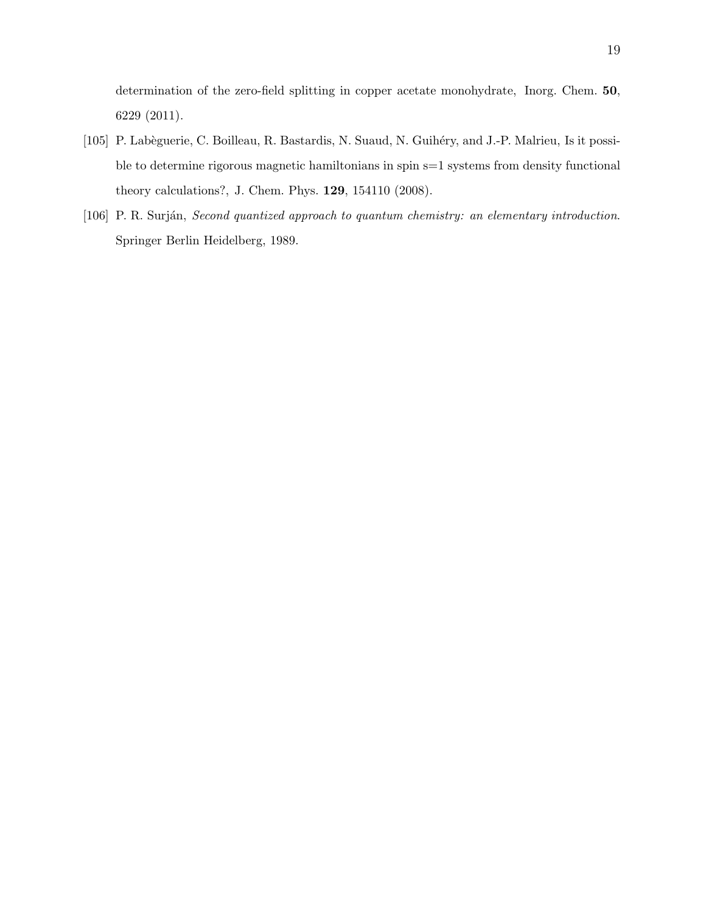determination of the zero-field splitting in copper acetate monohydrate, Inorg. Chem. **50**, 6229 (2011).

[105] P. Labèguerie, C. Boilleau, R. Bastardis, N. Suaud, N. Guihéry, and J.-P. Malrieu, Is it possible to determine rigorous magnetic hamiltonians in spin s=1 systems from density functional theory calculations?, J. Chem. Phys. **129**, 154110 (2008).

[106] P. R. Surján, *Second quantized approach to quantum chemistry: an elementary introduction*. Springer Berlin Heidelberg, 1989.